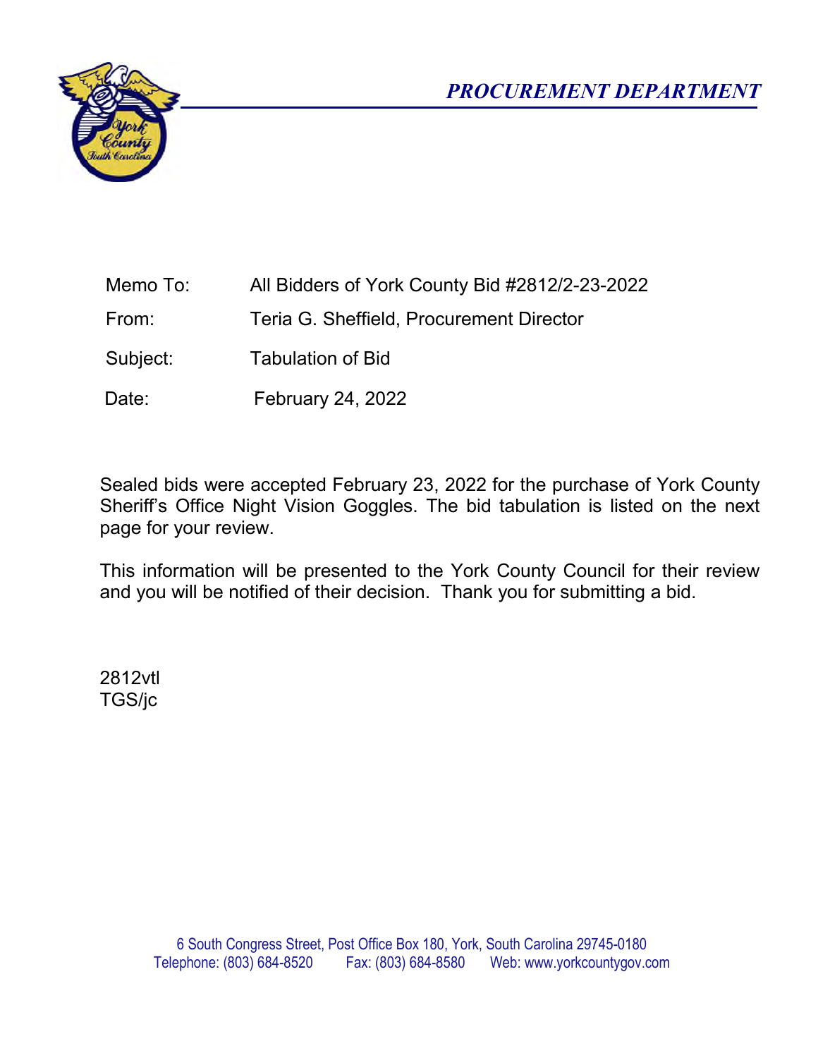# PROCUREMENT DEPARTMENT

| | |
|---|---|
| Memo To: | All Bidders of York County Bid #2812/2-23-2022 |
| From: | Teria G. Sheffield, Procurement Director |
| Subject: | Tabulation of Bid |
| Date: | February 24, 2022 |

Sealed bids were accepted February 23, 2022 for the purchase of York County Sheriff's Office Night Vision Goggles. The bid tabulation is listed on the next page for your review.

This information will be presented to the York County Council for their review and you will be notified of their decision. Thank you for submitting a bid.

2812vtl
TGS/jc

6 South Congress Street, Post Office Box 180, York, South Carolina 29745-0180
Telephone: (803) 684-8520 Fax: (803) 684-8580 Web: www.yorkcountygov.com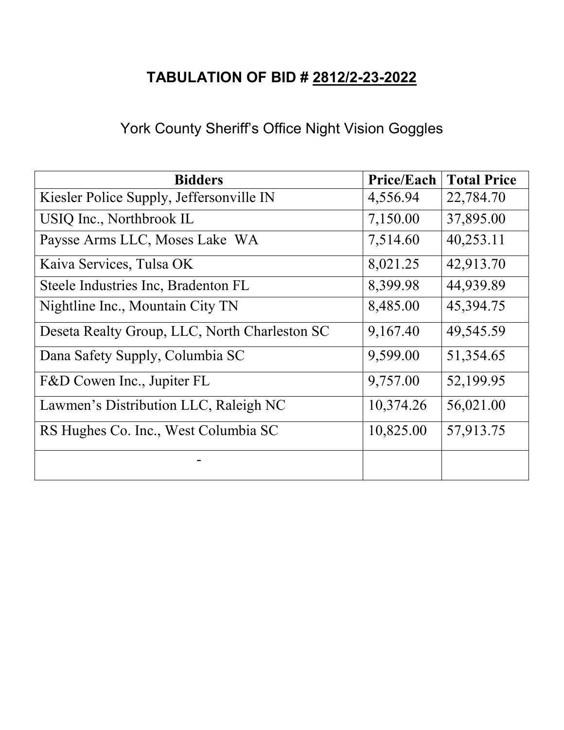# **TABULATION OF BID # 2812/2-23-2022**

York County Sheriff's Office Night Vision Goggles

| Bidders | Price/Each | Total Price |
|---|---|---|
| Kiesler Police Supply, Jeffersonville IN | 4,556.94 | 22,784.70 |
| USIQ Inc., Northbrook IL | 7,150.00 | 37,895.00 |
| Paysse Arms LLC, Moses Lake WA | 7,514.60 | 40,253.11 |
| Kaiva Services, Tulsa OK | 8,021.25 | 42,913.70 |
| Steele Industries Inc, Bradenton FL | 8,399.98 | 44,939.89 |
| Nightline Inc., Mountain City TN | 8,485.00 | 45,394.75 |
| Deseta Realty Group, LLC, North Charleston SC | 9,167.40 | 49,545.59 |
| Dana Safety Supply, Columbia SC | 9,599.00 | 51,354.65 |
| F&D Cowen Inc., Jupiter FL | 9,757.00 | 52,199.95 |
| Lawmen's Distribution LLC, Raleigh NC | 10,374.26 | 56,021.00 |
| RS Hughes Co. Inc., West Columbia SC | 10,825.00 | 57,913.75 |
| - | | |